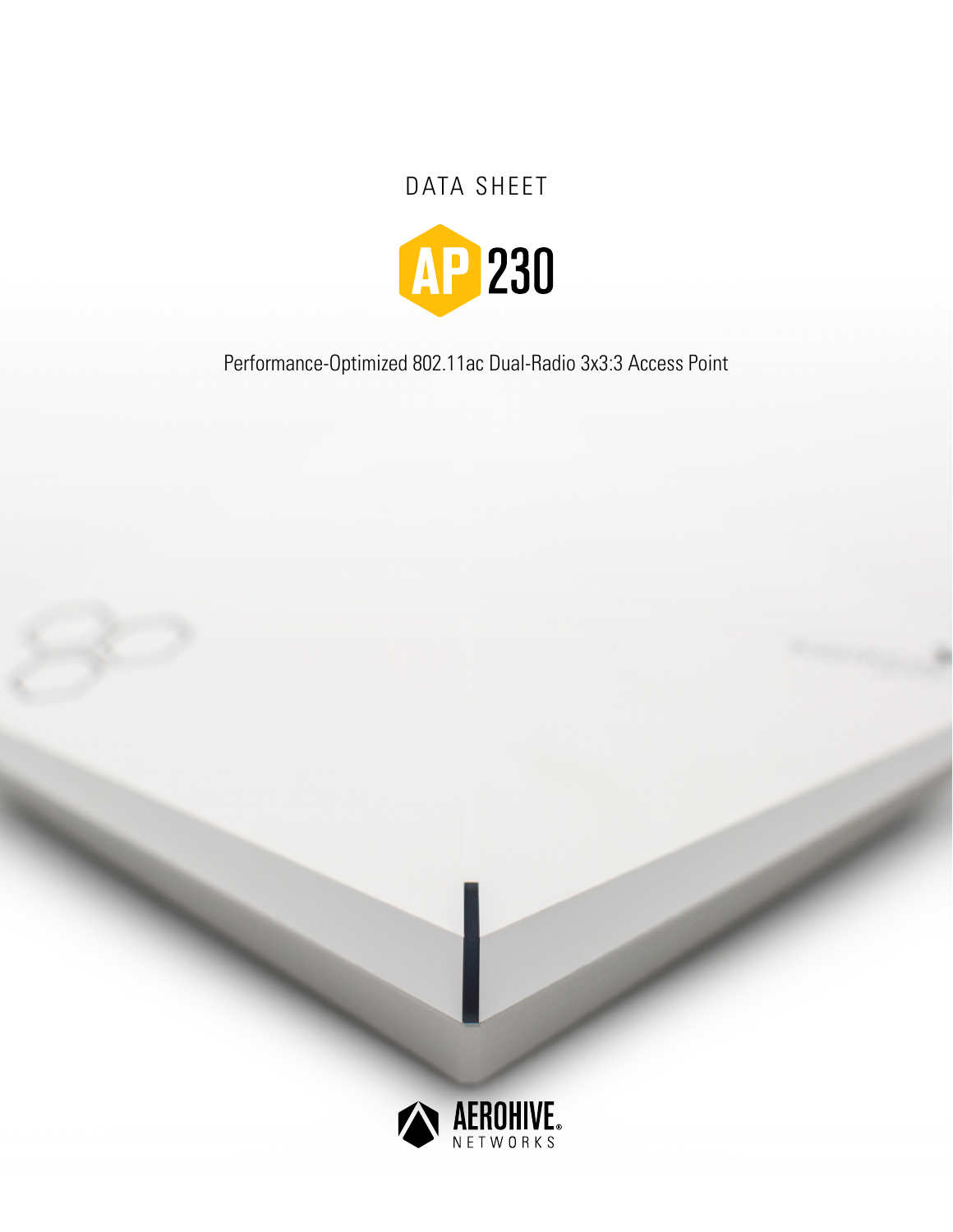DATA SHEET

# AP 230

Performance-Optimized 802.11ac Dual-Radio 3x3:3 Access Point

AEROHIVE NETWORKS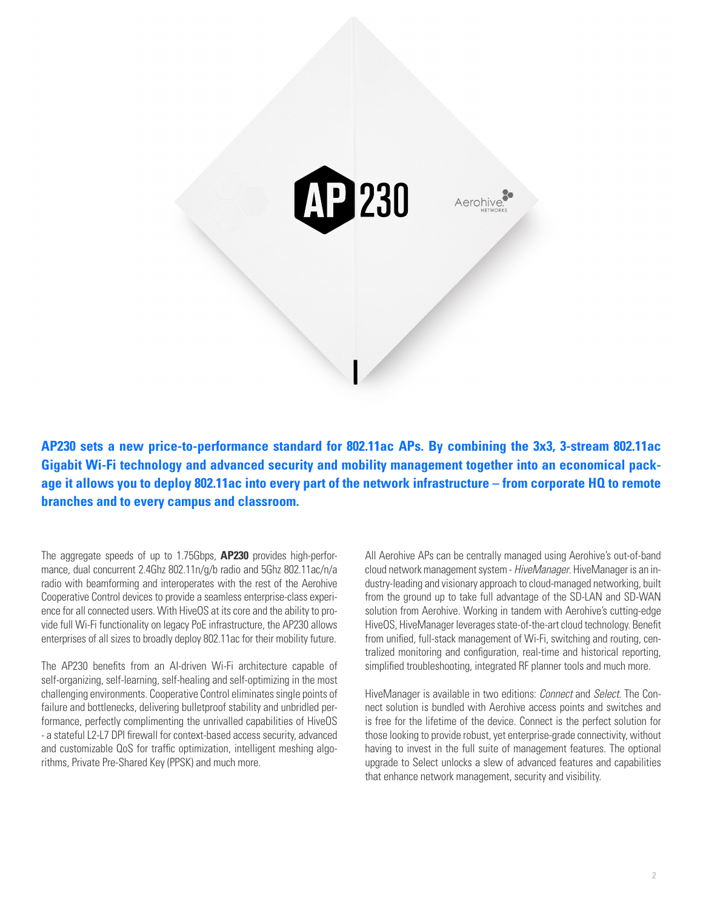**AP230 sets a new price-to-performance standard for 802.11ac APs. By combining the 3x3, 3-stream 802.11ac Gigabit Wi-Fi technology and advanced security and mobility management together into an economical package it allows you to deploy 802.11ac into every part of the network infrastructure – from corporate HQ to remote branches and to every campus and classroom.**

The aggregate speeds of up to 1.75Gbps, **AP230** provides high-performance, dual concurrent 2.4Ghz 802.11n/g/b radio and 5Ghz 802.11ac/n/a radio with beamforming and interoperates with the rest of the Aerohive Cooperative Control devices to provide a seamless enterprise-class experience for all connected users. With HiveOS at its core and the ability to provide full Wi-Fi functionality on legacy PoE infrastructure, the AP230 allows enterprises of all sizes to broadly deploy 802.11ac for their mobility future.

The AP230 benefits from an AI-driven Wi-Fi architecture capable of self-organizing, self-learning, self-healing and self-optimizing in the most challenging environments. Cooperative Control eliminates single points of failure and bottlenecks, delivering bulletproof stability and unbridled performance, perfectly complimenting the unrivalled capabilities of HiveOS - a stateful L2-L7 DPI firewall for context-based access security, advanced and customizable QoS for traffic optimization, intelligent meshing algorithms, Private Pre-Shared Key (PPSK) and much more.

All Aerohive APs can be centrally managed using Aerohive's out-of-band cloud network management system - *HiveManager*. HiveManager is an industry-leading and visionary approach to cloud-managed networking, built from the ground up to take full advantage of the SD-LAN and SD-WAN solution from Aerohive. Working in tandem with Aerohive's cutting-edge HiveOS, HiveManager leverages state-of-the-art cloud technology. Benefit from unified, full-stack management of Wi-Fi, switching and routing, centralized monitoring and configuration, real-time and historical reporting, simplified troubleshooting, integrated RF planner tools and much more.

HiveManager is available in two editions: *Connect* and *Select*. The Connect solution is bundled with Aerohive access points and switches and is free for the lifetime of the device. Connect is the perfect solution for those looking to provide robust, yet enterprise-grade connectivity, without having to invest in the full suite of management features. The optional upgrade to Select unlocks a slew of advanced features and capabilities that enhance network management, security and visibility.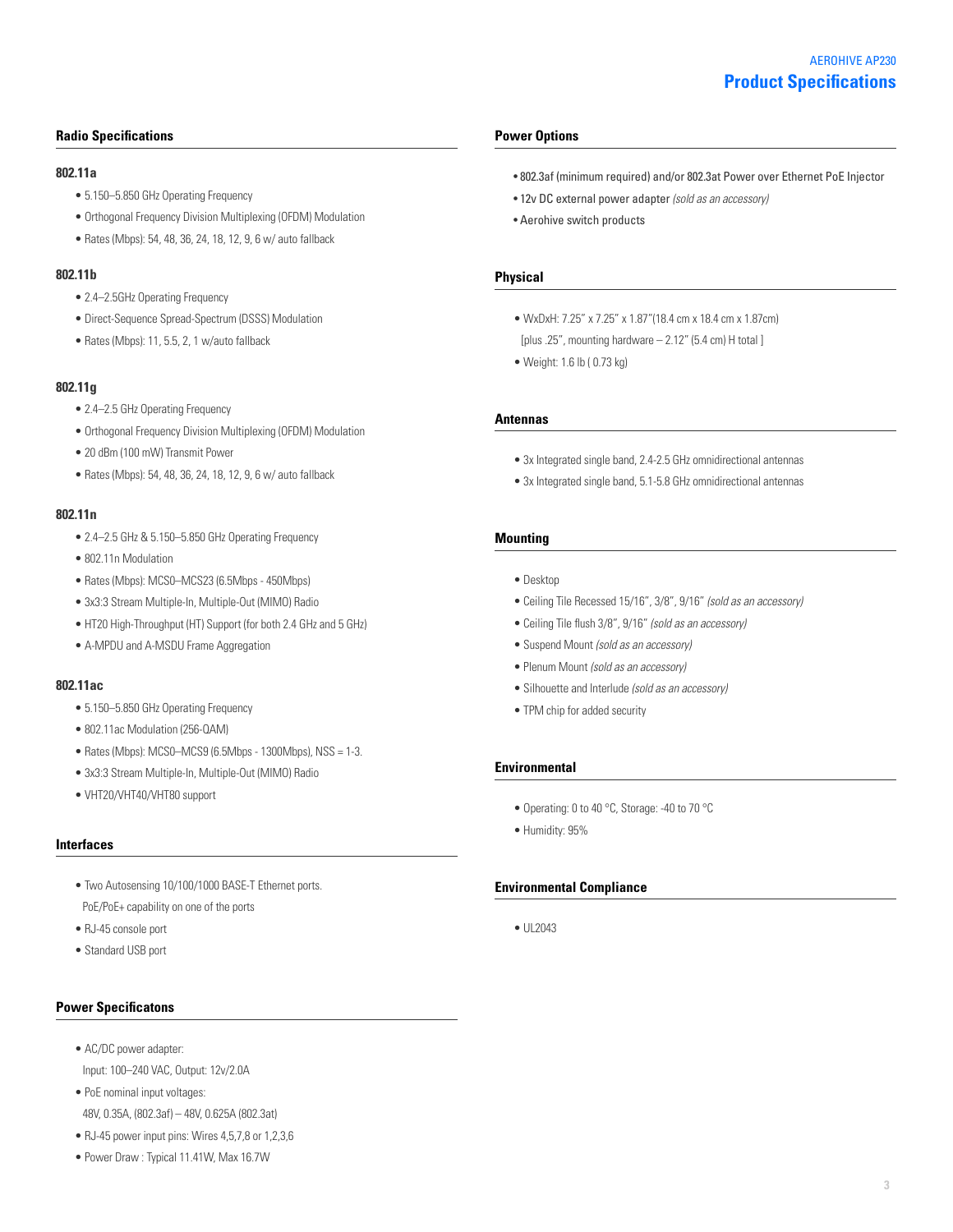# Product Specifications

AEROHIVE AP230

## Radio Specifications

### 802.11a

- 5.150–5.850 GHz Operating Frequency
- Orthogonal Frequency Division Multiplexing (OFDM) Modulation
- Rates (Mbps): 54, 48, 36, 24, 18, 12, 9, 6 w/ auto fallback

### 802.11b

- 2.4–2.5GHz Operating Frequency
- Direct-Sequence Spread-Spectrum (DSSS) Modulation
- Rates (Mbps): 11, 5.5, 2, 1 w/auto fallback

### 802.11g

- 2.4–2.5 GHz Operating Frequency
- Orthogonal Frequency Division Multiplexing (OFDM) Modulation
- 20 dBm (100 mW) Transmit Power
- Rates (Mbps): 54, 48, 36, 24, 18, 12, 9, 6 w/ auto fallback

### 802.11n

- 2.4–2.5 GHz & 5.150–5.850 GHz Operating Frequency
- 802.11n Modulation
- Rates (Mbps): MCS0–MCS23 (6.5Mbps - 450Mbps)
- 3x3:3 Stream Multiple-In, Multiple-Out (MIMO) Radio
- HT20 High-Throughput (HT) Support (for both 2.4 GHz and 5 GHz)
- A-MPDU and A-MSDU Frame Aggregation

### 802.11ac

- 5.150–5.850 GHz Operating Frequency
- 802.11ac Modulation (256-QAM)
- Rates (Mbps): MCS0–MCS9 (6.5Mbps - 1300Mbps), NSS = 1-3.
- 3x3:3 Stream Multiple-In, Multiple-Out (MIMO) Radio
- VHT20/VHT40/VHT80 support

## Interfaces

- Two Autosensing 10/100/1000 BASE-T Ethernet ports.
  PoE/PoE+ capability on one of the ports
- RJ-45 console port
- Standard USB port

## Power Specificatons

- AC/DC power adapter:
  Input: 100–240 VAC, Output: 12v/2.0A
- PoE nominal input voltages:
  48V, 0.35A, (802.3af) – 48V, 0.625A (802.3at)
- RJ-45 power input pins: Wires 4,5,7,8 or 1,2,3,6
- Power Draw : Typical 11.41W, Max 16.7W

## Power Options

- 802.3af (minimum required) and/or 802.3at Power over Ethernet PoE Injector
- 12v DC external power adapter *(sold as an accessory)*
- Aerohive switch products

## Physical

- WxDxH: 7.25" x 7.25" x 1.87"(18.4 cm x 18.4 cm x 1.87cm)
  [plus .25", mounting hardware – 2.12" (5.4 cm) H total ]
- Weight: 1.6 lb ( 0.73 kg)

## Antennas

- 3x Integrated single band, 2.4-2.5 GHz omnidirectional antennas
- 3x Integrated single band, 5.1-5.8 GHz omnidirectional antennas

## Mounting

- Desktop
- Ceiling Tile Recessed 15/16", 3/8", 9/16" *(sold as an accessory)*
- Ceiling Tile flush 3/8", 9/16" *(sold as an accessory)*
- Suspend Mount *(sold as an accessory)*
- Plenum Mount *(sold as an accessory)*
- Silhouette and Interlude *(sold as an accessory)*
- TPM chip for added security

## Environmental

- Operating: 0 to 40 °C, Storage: -40 to 70 °C
- Humidity: 95%

## Environmental Compliance

- UL2043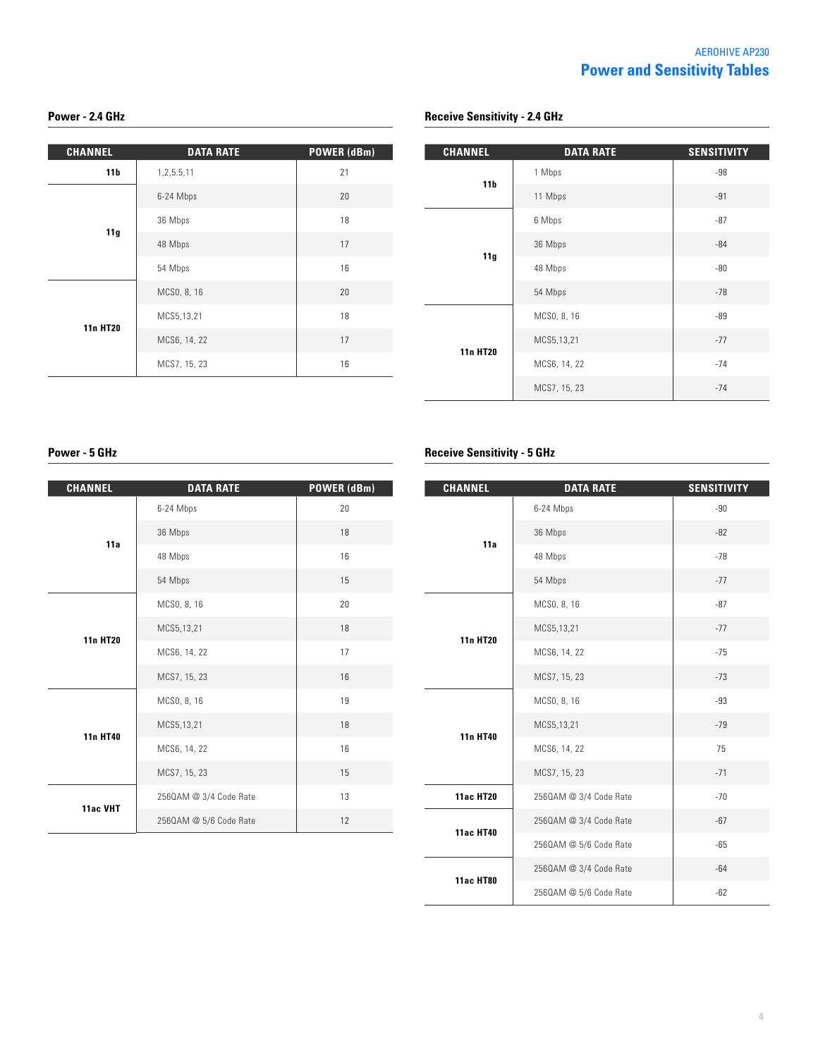## Power and Sensitivity Tables

### Power - 2.4 GHz

| CHANNEL | DATA RATE | POWER (dBm) |
|---|---|---|
| 11b | 1,2,5.5,11 | 21 |
| 11g | 6-24 Mbps | 20 |
| | 36 Mbps | 18 |
| | 48 Mbps | 17 |
| | 54 Mbps | 16 |
| 11n HT20 | MCS0, 8, 16 | 20 |
| | MCS5,13,21 | 18 |
| | MCS6, 14, 22 | 17 |
| | MCS7, 15, 23 | 16 |

### Receive Sensitivity - 2.4 GHz

| CHANNEL | DATA RATE | SENSITIVITY |
|---|---|---|
| 11b | 1 Mbps | -98 |
| | 11 Mbps | -91 |
| 11g | 6 Mbps | -87 |
| | 36 Mbps | -84 |
| | 48 Mbps | -80 |
| | 54 Mbps | -78 |
| 11n HT20 | MCS0, 8, 16 | -89 |
| | MCS5,13,21 | -77 |
| | MCS6, 14, 22 | -74 |
| | MCS7, 15, 23 | -74 |

### Power - 5 GHz

| CHANNEL | DATA RATE | POWER (dBm) |
|---|---|---|
| 11a | 6-24 Mbps | 20 |
| | 36 Mbps | 18 |
| | 48 Mbps | 16 |
| | 54 Mbps | 15 |
| 11n HT20 | MCS0, 8, 16 | 20 |
| | MCS5,13,21 | 18 |
| | MCS6, 14, 22 | 17 |
| | MCS7, 15, 23 | 16 |
| 11n HT40 | MCS0, 8, 16 | 19 |
| | MCS5,13,21 | 18 |
| | MCS6, 14, 22 | 16 |
| | MCS7, 15, 23 | 15 |
| 11ac VHT | 256QAM @ 3/4 Code Rate | 13 |
| | 256QAM @ 5/6 Code Rate | 12 |

### Receive Sensitivity - 5 GHz

| CHANNEL | DATA RATE | SENSITIVITY |
|---|---|---|
| 11a | 6-24 Mbps | -90 |
| | 36 Mbps | -82 |
| | 48 Mbps | -78 |
| | 54 Mbps | -77 |
| 11n HT20 | MCS0, 8, 16 | -87 |
| | MCS5,13,21 | -77 |
| | MCS6, 14, 22 | -75 |
| | MCS7, 15, 23 | -73 |
| 11n HT40 | MCS0, 8, 16 | -93 |
| | MCS5,13,21 | -79 |
| | MCS6, 14, 22 | 75 |
| | MCS7, 15, 23 | -71 |
| 11ac HT20 | 256QAM @ 3/4 Code Rate | -70 |
| 11ac HT40 | 256QAM @ 3/4 Code Rate | -67 |
| | 256QAM @ 5/6 Code Rate | -65 |
| 11ac HT80 | 256QAM @ 3/4 Code Rate | -64 |
| | 256QAM @ 5/6 Code Rate | -62 |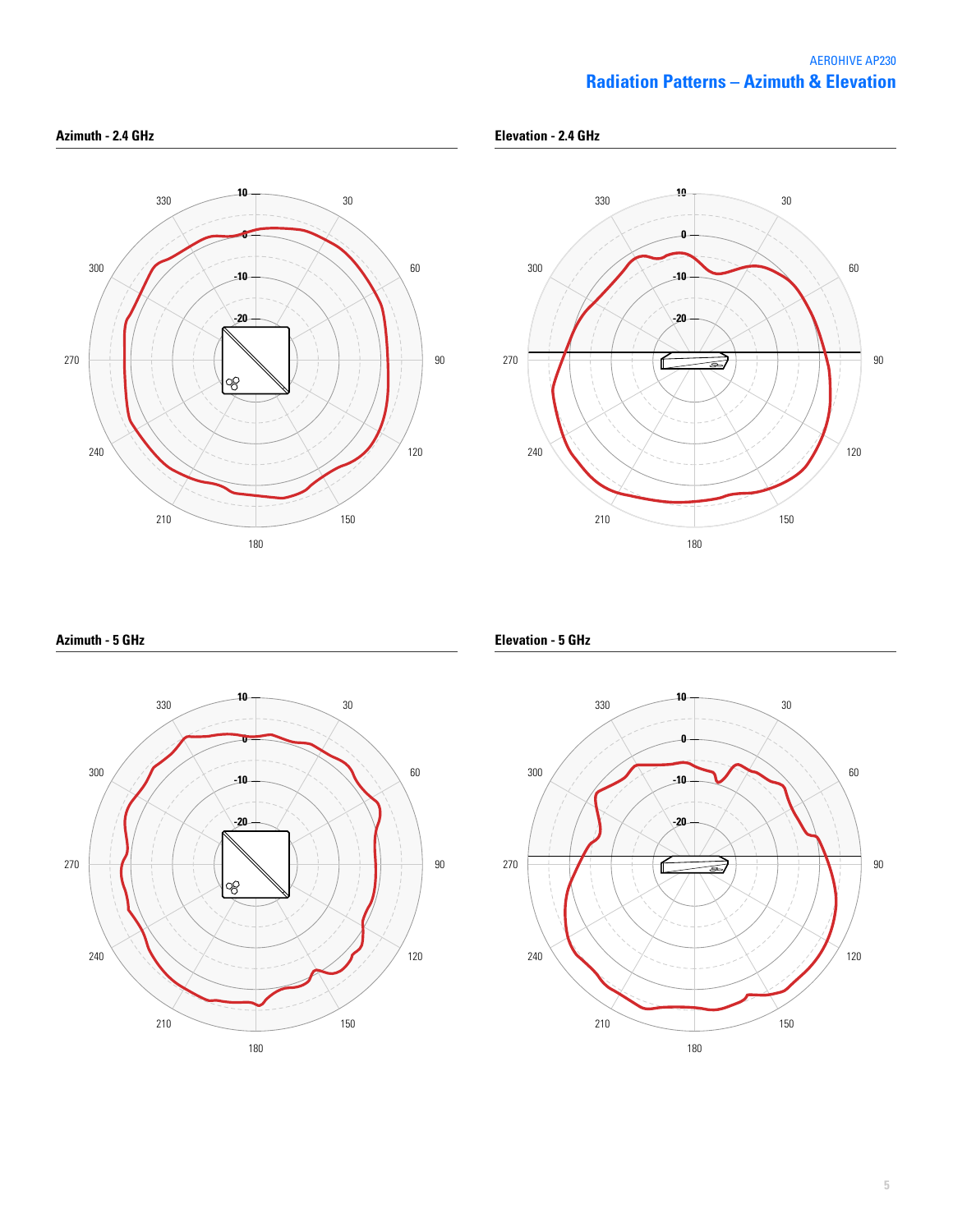## Radiation Patterns – Azimuth & Elevation

### Azimuth - 2.4 GHz

### Elevation - 2.4 GHz

### Azimuth - 5 GHz

### Elevation - 5 GHz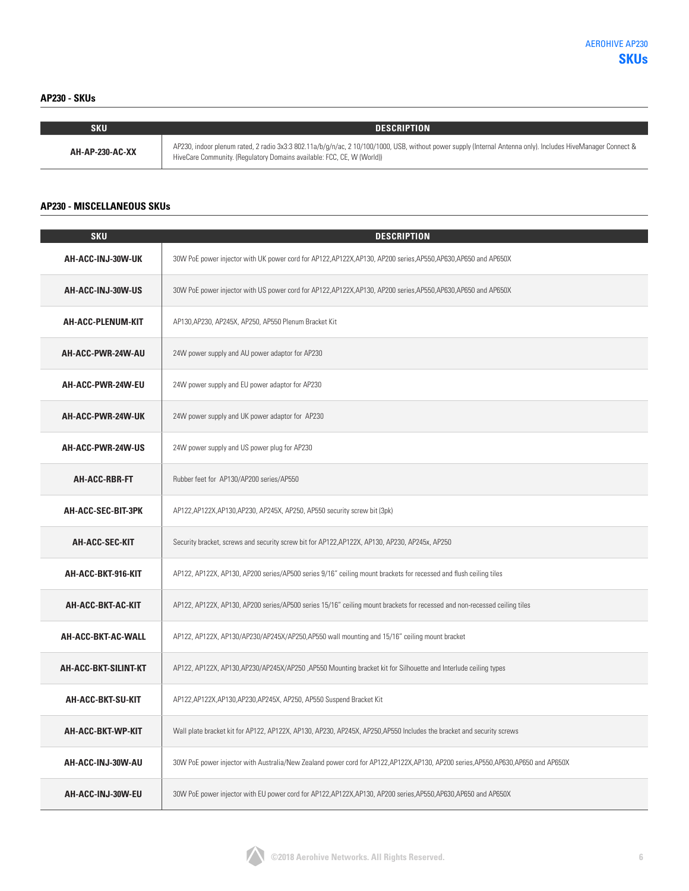## AP230 - SKUs

| SKU | DESCRIPTION |
| --- | --- |
| AH-AP-230-AC-XX | AP230, indoor plenum rated, 2 radio 3x3:3 802.11a/b/g/n/ac, 2 10/100/1000, USB, without power supply (Internal Antenna only). Includes HiveManager Connect & HiveCare Community. (Regulatory Domains available: FCC, CE, W (World)) |

## AP230 - MISCELLANEOUS SKUs

| SKU | DESCRIPTION |
| --- | --- |
| AH-ACC-INJ-30W-UK | 30W PoE power injector with UK power cord for AP122,AP122X,AP130, AP200 series,AP550,AP630,AP650 and AP650X |
| AH-ACC-INJ-30W-US | 30W PoE power injector with US power cord for AP122,AP122X,AP130, AP200 series,AP550,AP630,AP650 and AP650X |
| AH-ACC-PLENUM-KIT | AP130,AP230, AP245X, AP250, AP550 Plenum Bracket Kit |
| AH-ACC-PWR-24W-AU | 24W power supply and AU power adaptor for AP230 |
| AH-ACC-PWR-24W-EU | 24W power supply and EU power adaptor for AP230 |
| AH-ACC-PWR-24W-UK | 24W power supply and UK power adaptor for AP230 |
| AH-ACC-PWR-24W-US | 24W power supply and US power plug for AP230 |
| AH-ACC-RBR-FT | Rubber feet for AP130/AP200 series/AP550 |
| AH-ACC-SEC-BIT-3PK | AP122,AP122X,AP130,AP230, AP245X, AP250, AP550 security screw bit (3pk) |
| AH-ACC-SEC-KIT | Security bracket, screws and security screw bit for AP122,AP122X, AP130, AP230, AP245x, AP250 |
| AH-ACC-BKT-916-KIT | AP122, AP122X, AP130, AP200 series/AP500 series 9/16" ceiling mount brackets for recessed and flush ceiling tiles |
| AH-ACC-BKT-AC-KIT | AP122, AP122X, AP130, AP200 series/AP500 series 15/16" ceiling mount brackets for recessed and non-recessed ceiling tiles |
| AH-ACC-BKT-AC-WALL | AP122, AP122X, AP130/AP230/AP245X/AP250,AP550 wall mounting and 15/16" ceiling mount bracket |
| AH-ACC-BKT-SILINT-KT | AP122, AP122X, AP130,AP230/AP245X/AP250 ,AP550 Mounting bracket kit for Silhouette and Interlude ceiling types |
| AH-ACC-BKT-SU-KIT | AP122,AP122X,AP130,AP230,AP245X, AP250, AP550 Suspend Bracket Kit |
| AH-ACC-BKT-WP-KIT | Wall plate bracket kit for AP122, AP122X, AP130, AP230, AP245X, AP250,AP550 Includes the bracket and security screws |
| AH-ACC-INJ-30W-AU | 30W PoE power injector with Australia/New Zealand power cord for AP122,AP122X,AP130, AP200 series,AP550,AP630,AP650 and AP650X |
| AH-ACC-INJ-30W-EU | 30W PoE power injector with EU power cord for AP122,AP122X,AP130, AP200 series,AP550,AP630,AP650 and AP650X |

©2018 Aerohive Networks. All Rights Reserved.